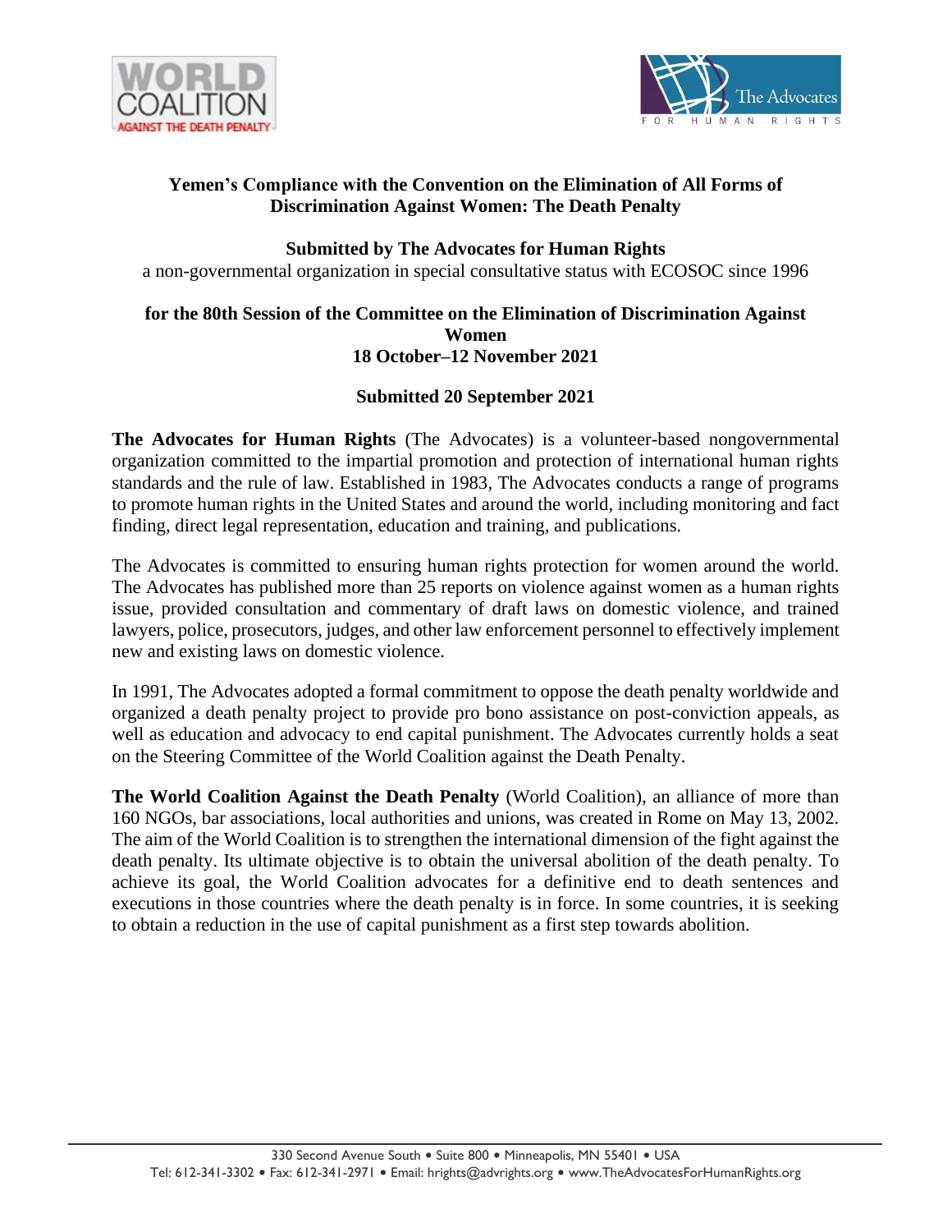# Yemen's Compliance with the Convention on the Elimination of All Forms of Discrimination Against Women: The Death Penalty

**Submitted by The Advocates for Human Rights**
a non-governmental organization in special consultative status with ECOSOC since 1996

**for the 80th Session of the Committee on the Elimination of Discrimination Against Women**
**18 October–12 November 2021**

**Submitted 20 September 2021**

**The Advocates for Human Rights** (The Advocates) is a volunteer-based nongovernmental organization committed to the impartial promotion and protection of international human rights standards and the rule of law. Established in 1983, The Advocates conducts a range of programs to promote human rights in the United States and around the world, including monitoring and fact finding, direct legal representation, education and training, and publications.

The Advocates is committed to ensuring human rights protection for women around the world. The Advocates has published more than 25 reports on violence against women as a human rights issue, provided consultation and commentary of draft laws on domestic violence, and trained lawyers, police, prosecutors, judges, and other law enforcement personnel to effectively implement new and existing laws on domestic violence.

In 1991, The Advocates adopted a formal commitment to oppose the death penalty worldwide and organized a death penalty project to provide pro bono assistance on post-conviction appeals, as well as education and advocacy to end capital punishment. The Advocates currently holds a seat on the Steering Committee of the World Coalition against the Death Penalty.

**The World Coalition Against the Death Penalty** (World Coalition), an alliance of more than 160 NGOs, bar associations, local authorities and unions, was created in Rome on May 13, 2002. The aim of the World Coalition is to strengthen the international dimension of the fight against the death penalty. Its ultimate objective is to obtain the universal abolition of the death penalty. To achieve its goal, the World Coalition advocates for a definitive end to death sentences and executions in those countries where the death penalty is in force. In some countries, it is seeking to obtain a reduction in the use of capital punishment as a first step towards abolition.

330 Second Avenue South • Suite 800 • Minneapolis, MN 55401 • USA
Tel: 612-341-3302 • Fax: 612-341-2971 • Email: hrights@advrights.org • www.TheAdvocatesForHumanRights.org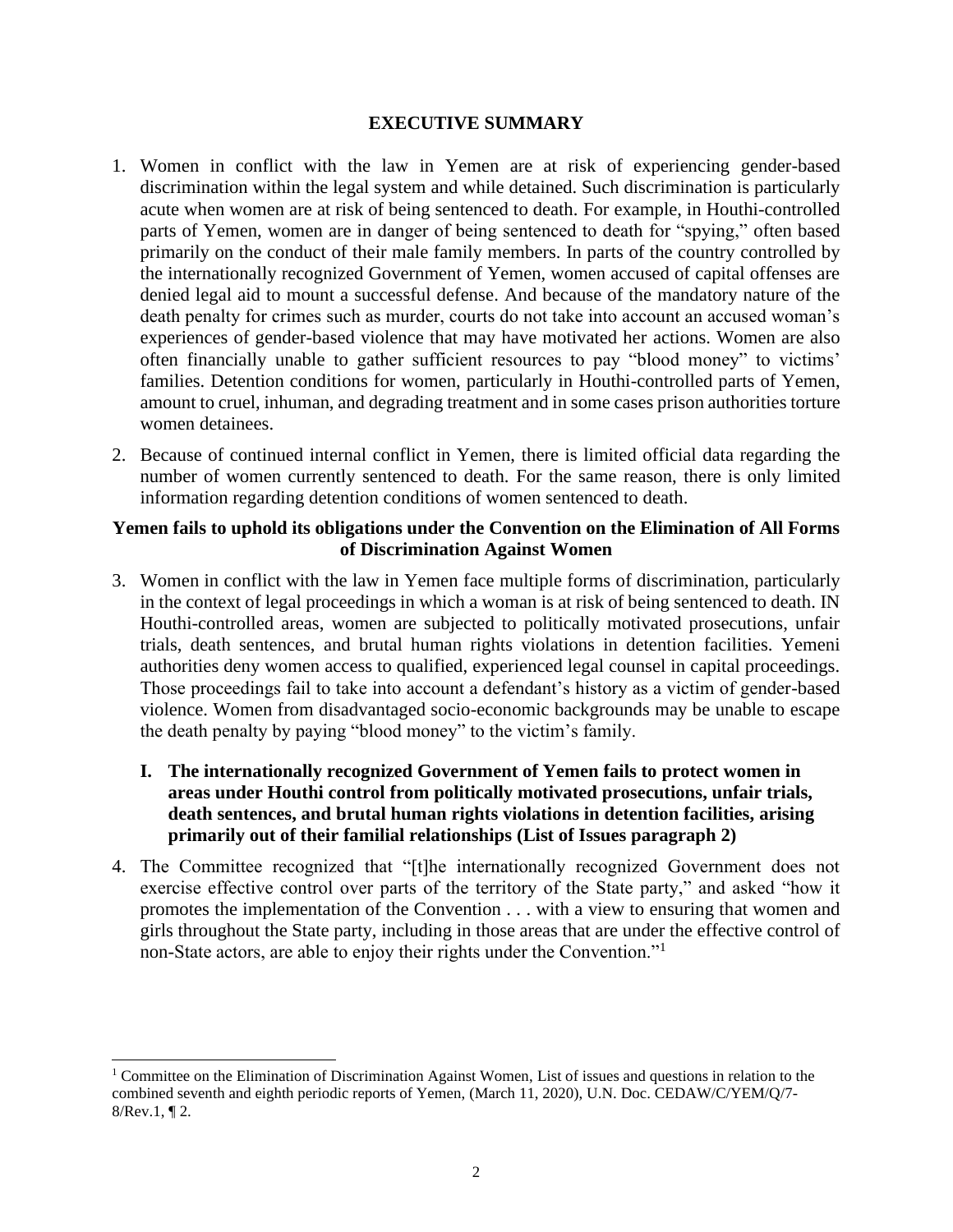## EXECUTIVE SUMMARY

1. Women in conflict with the law in Yemen are at risk of experiencing gender-based discrimination within the legal system and while detained. Such discrimination is particularly acute when women are at risk of being sentenced to death. For example, in Houthi-controlled parts of Yemen, women are in danger of being sentenced to death for "spying," often based primarily on the conduct of their male family members. In parts of the country controlled by the internationally recognized Government of Yemen, women accused of capital offenses are denied legal aid to mount a successful defense. And because of the mandatory nature of the death penalty for crimes such as murder, courts do not take into account an accused woman's experiences of gender-based violence that may have motivated her actions. Women are also often financially unable to gather sufficient resources to pay "blood money" to victims' families. Detention conditions for women, particularly in Houthi-controlled parts of Yemen, amount to cruel, inhuman, and degrading treatment and in some cases prison authorities torture women detainees.

2. Because of continued internal conflict in Yemen, there is limited official data regarding the number of women currently sentenced to death. For the same reason, there is only limited information regarding detention conditions of women sentenced to death.

### Yemen fails to uphold its obligations under the Convention on the Elimination of All Forms of Discrimination Against Women

3. Women in conflict with the law in Yemen face multiple forms of discrimination, particularly in the context of legal proceedings in which a woman is at risk of being sentenced to death. IN Houthi-controlled areas, women are subjected to politically motivated prosecutions, unfair trials, death sentences, and brutal human rights violations in detention facilities. Yemeni authorities deny women access to qualified, experienced legal counsel in capital proceedings. Those proceedings fail to take into account a defendant's history as a victim of gender-based violence. Women from disadvantaged socio-economic backgrounds may be unable to escape the death penalty by paying "blood money" to the victim's family.

#### I. The internationally recognized Government of Yemen fails to protect women in areas under Houthi control from politically motivated prosecutions, unfair trials, death sentences, and brutal human rights violations in detention facilities, arising primarily out of their familial relationships (List of Issues paragraph 2)

4. The Committee recognized that "[t]he internationally recognized Government does not exercise effective control over parts of the territory of the State party," and asked "how it promotes the implementation of the Convention . . . with a view to ensuring that women and girls throughout the State party, including in those areas that are under the effective control of non-State actors, are able to enjoy their rights under the Convention."[1]

---

[1] Committee on the Elimination of Discrimination Against Women, List of issues and questions in relation to the combined seventh and eighth periodic reports of Yemen, (March 11, 2020), U.N. Doc. CEDAW/C/YEM/Q/7-8/Rev.1, ¶ 2.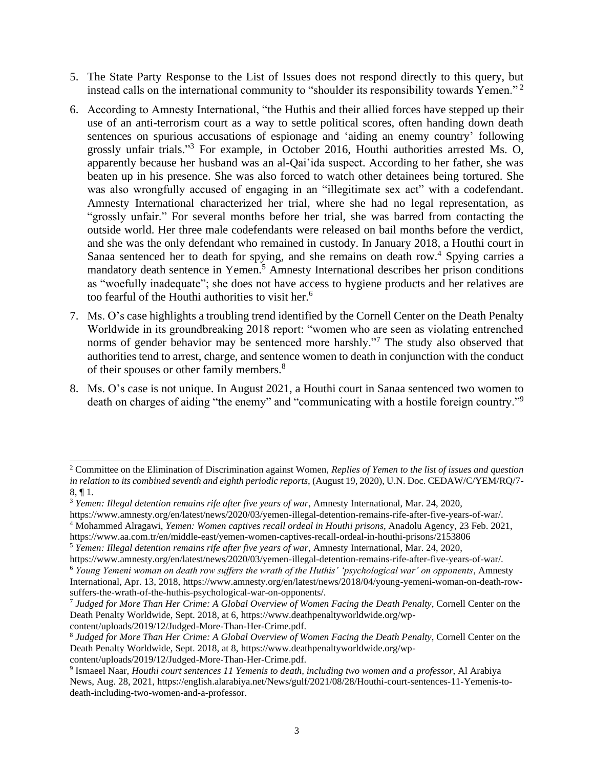5. The State Party Response to the List of Issues does not respond directly to this query, but instead calls on the international community to "shoulder its responsibility towards Yemen." [2]

6. According to Amnesty International, "the Huthis and their allied forces have stepped up their use of an anti-terrorism court as a way to settle political scores, often handing down death sentences on spurious accusations of espionage and 'aiding an enemy country' following grossly unfair trials."[3] For example, in October 2016, Houthi authorities arrested Ms. O, apparently because her husband was an al-Qai'ida suspect. According to her father, she was beaten up in his presence. She was also forced to watch other detainees being tortured. She was also wrongfully accused of engaging in an "illegitimate sex act" with a codefendant. Amnesty International characterized her trial, where she had no legal representation, as "grossly unfair." For several months before her trial, she was barred from contacting the outside world. Her three male codefendants were released on bail months before the verdict, and she was the only defendant who remained in custody. In January 2018, a Houthi court in Sanaa sentenced her to death for spying, and she remains on death row.[4] Spying carries a mandatory death sentence in Yemen.[5] Amnesty International describes her prison conditions as "woefully inadequate"; she does not have access to hygiene products and her relatives are too fearful of the Houthi authorities to visit her.[6]

7. Ms. O's case highlights a troubling trend identified by the Cornell Center on the Death Penalty Worldwide in its groundbreaking 2018 report: "women who are seen as violating entrenched norms of gender behavior may be sentenced more harshly."[7] The study also observed that authorities tend to arrest, charge, and sentence women to death in conjunction with the conduct of their spouses or other family members.[8]

8. Ms. O's case is not unique. In August 2021, a Houthi court in Sanaa sentenced two women to death on charges of aiding "the enemy" and "communicating with a hostile foreign country."[9]

---

[2] Committee on the Elimination of Discrimination against Women, *Replies of Yemen to the list of issues and question in relation to its combined seventh and eighth periodic reports,* (August 19, 2020), U.N. Doc. CEDAW/C/YEM/RQ/7-8, ¶ 1.

[3] *Yemen: Illegal detention remains rife after five years of war*, Amnesty International, Mar. 24, 2020, https://www.amnesty.org/en/latest/news/2020/03/yemen-illegal-detention-remains-rife-after-five-years-of-war/.

[4] Mohammed Alragawi, *Yemen: Women captives recall ordeal in Houthi prisons*, Anadolu Agency, 23 Feb. 2021, https://www.aa.com.tr/en/middle-east/yemen-women-captives-recall-ordeal-in-houthi-prisons/2153806

[5] *Yemen: Illegal detention remains rife after five years of war*, Amnesty International, Mar. 24, 2020, https://www.amnesty.org/en/latest/news/2020/03/yemen-illegal-detention-remains-rife-after-five-years-of-war/.

[6] *Young Yemeni woman on death row suffers the wrath of the Huthis' 'psychological war' on opponents*, Amnesty International, Apr. 13, 2018, https://www.amnesty.org/en/latest/news/2018/04/young-yemeni-woman-on-death-row-suffers-the-wrath-of-the-huthis-psychological-war-on-opponents/.

[7] *Judged for More Than Her Crime: A Global Overview of Women Facing the Death Penalty*, Cornell Center on the Death Penalty Worldwide, Sept. 2018, at 6, https://www.deathpenaltyworldwide.org/wp-content/uploads/2019/12/Judged-More-Than-Her-Crime.pdf.

[8] *Judged for More Than Her Crime: A Global Overview of Women Facing the Death Penalty,* Cornell Center on the Death Penalty Worldwide, Sept. 2018, at 8, https://www.deathpenaltyworldwide.org/wp-content/uploads/2019/12/Judged-More-Than-Her-Crime.pdf.

[9] Ismaeel Naar, *Houthi court sentences 11 Yemenis to death, including two women and a professor*, Al Arabiya News, Aug. 28, 2021, https://english.alarabiya.net/News/gulf/2021/08/28/Houthi-court-sentences-11-Yemenis-to-death-including-two-women-and-a-professor.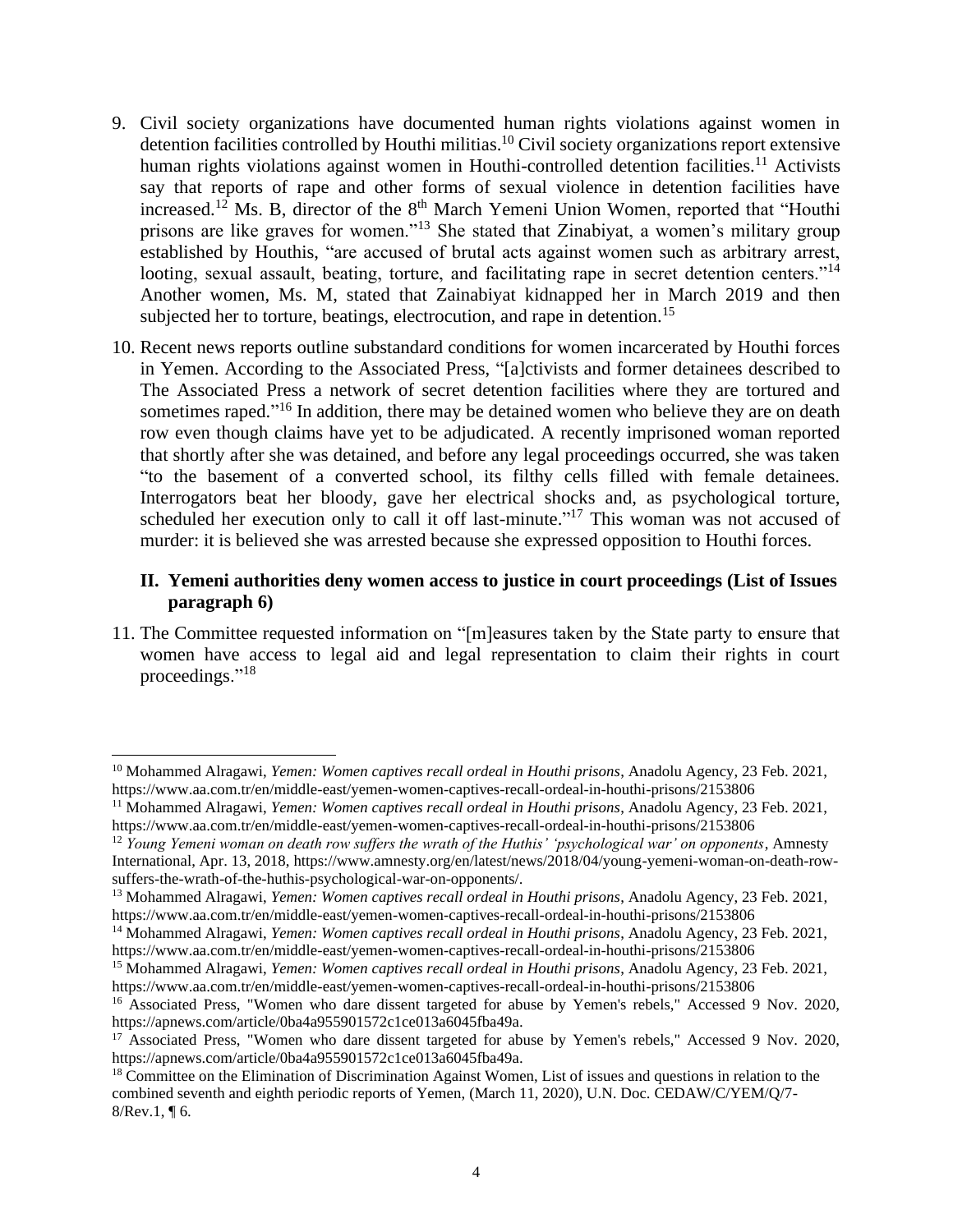9. Civil society organizations have documented human rights violations against women in detention facilities controlled by Houthi militias.[10] Civil society organizations report extensive human rights violations against women in Houthi-controlled detention facilities.[11] Activists say that reports of rape and other forms of sexual violence in detention facilities have increased.[12] Ms. B, director of the 8th March Yemeni Union Women, reported that "Houthi prisons are like graves for women."[13] She stated that Zinabiyat, a women's military group established by Houthis, "are accused of brutal acts against women such as arbitrary arrest, looting, sexual assault, beating, torture, and facilitating rape in secret detention centers."[14] Another women, Ms. M, stated that Zainabiyat kidnapped her in March 2019 and then subjected her to torture, beatings, electrocution, and rape in detention.[15]

10. Recent news reports outline substandard conditions for women incarcerated by Houthi forces in Yemen. According to the Associated Press, "[a]ctivists and former detainees described to The Associated Press a network of secret detention facilities where they are tortured and sometimes raped."[16] In addition, there may be detained women who believe they are on death row even though claims have yet to be adjudicated. A recently imprisoned woman reported that shortly after she was detained, and before any legal proceedings occurred, she was taken "to the basement of a converted school, its filthy cells filled with female detainees. Interrogators beat her bloody, gave her electrical shocks and, as psychological torture, scheduled her execution only to call it off last-minute."[17] This woman was not accused of murder: it is believed she was arrested because she expressed opposition to Houthi forces.

## II. Yemeni authorities deny women access to justice in court proceedings (List of Issues paragraph 6)

11. The Committee requested information on "[m]easures taken by the State party to ensure that women have access to legal aid and legal representation to claim their rights in court proceedings."[18]

---

[10] Mohammed Alragawi, *Yemen: Women captives recall ordeal in Houthi prisons*, Anadolu Agency, 23 Feb. 2021, https://www.aa.com.tr/en/middle-east/yemen-women-captives-recall-ordeal-in-houthi-prisons/2153806

[11] Mohammed Alragawi, *Yemen: Women captives recall ordeal in Houthi prisons*, Anadolu Agency, 23 Feb. 2021, https://www.aa.com.tr/en/middle-east/yemen-women-captives-recall-ordeal-in-houthi-prisons/2153806

[12] *Young Yemeni woman on death row suffers the wrath of the Huthis' 'psychological war' on opponents*, Amnesty International, Apr. 13, 2018, https://www.amnesty.org/en/latest/news/2018/04/young-yemeni-woman-on-death-row-suffers-the-wrath-of-the-huthis-psychological-war-on-opponents/.

[13] Mohammed Alragawi, *Yemen: Women captives recall ordeal in Houthi prisons*, Anadolu Agency, 23 Feb. 2021, https://www.aa.com.tr/en/middle-east/yemen-women-captives-recall-ordeal-in-houthi-prisons/2153806

[14] Mohammed Alragawi, *Yemen: Women captives recall ordeal in Houthi prisons*, Anadolu Agency, 23 Feb. 2021, https://www.aa.com.tr/en/middle-east/yemen-women-captives-recall-ordeal-in-houthi-prisons/2153806

[15] Mohammed Alragawi, *Yemen: Women captives recall ordeal in Houthi prisons*, Anadolu Agency, 23 Feb. 2021, https://www.aa.com.tr/en/middle-east/yemen-women-captives-recall-ordeal-in-houthi-prisons/2153806

[16] Associated Press, "Women who dare dissent targeted for abuse by Yemen's rebels," Accessed 9 Nov. 2020, https://apnews.com/article/0ba4a955901572c1ce013a6045fba49a.

[17] Associated Press, "Women who dare dissent targeted for abuse by Yemen's rebels," Accessed 9 Nov. 2020, https://apnews.com/article/0ba4a955901572c1ce013a6045fba49a.

[18] Committee on the Elimination of Discrimination Against Women, List of issues and questions in relation to the combined seventh and eighth periodic reports of Yemen, (March 11, 2020), U.N. Doc. CEDAW/C/YEM/Q/7-8/Rev.1, ¶ 6.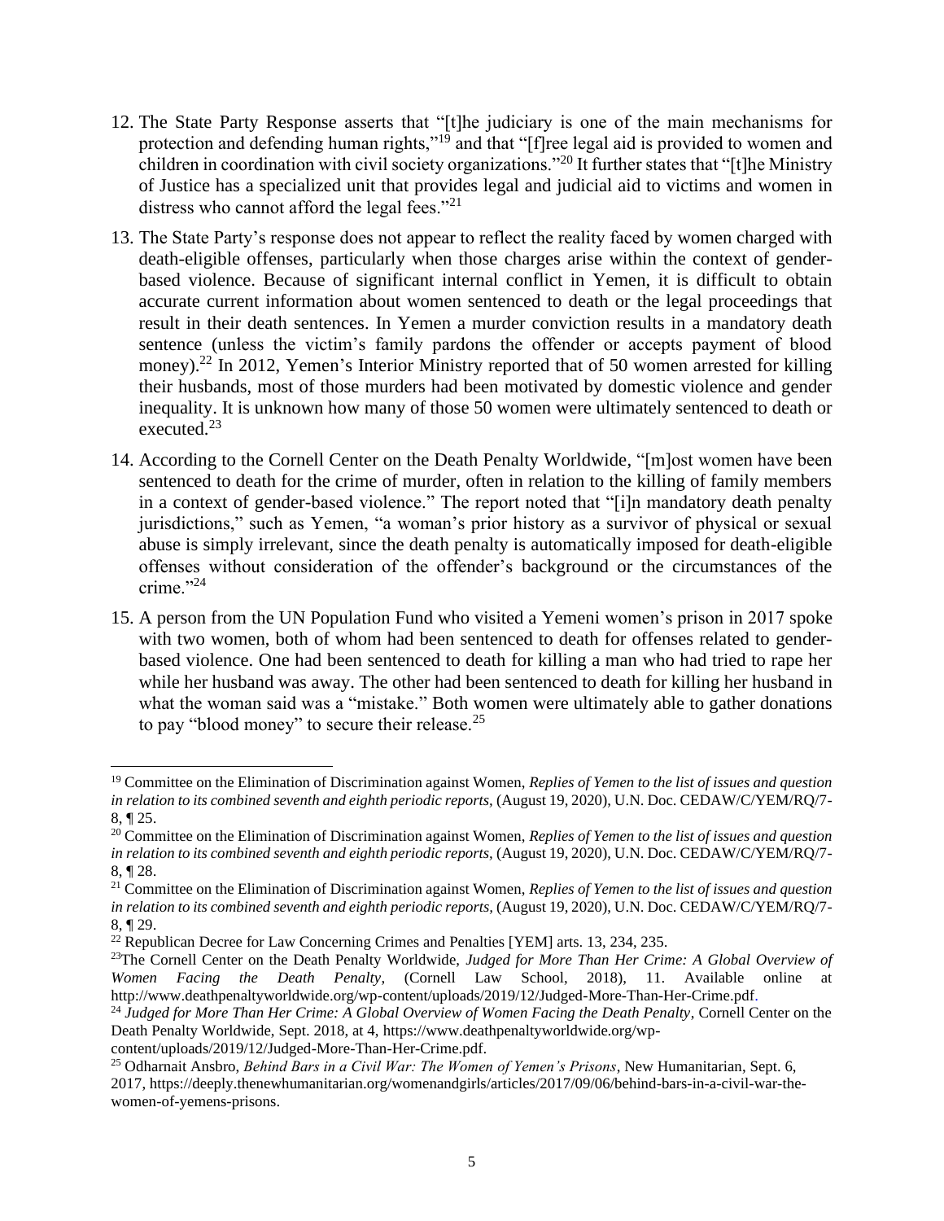12. The State Party Response asserts that "[t]he judiciary is one of the main mechanisms for protection and defending human rights,"[19] and that "[f]ree legal aid is provided to women and children in coordination with civil society organizations."[20] It further states that "[t]he Ministry of Justice has a specialized unit that provides legal and judicial aid to victims and women in distress who cannot afford the legal fees."[21]

13. The State Party's response does not appear to reflect the reality faced by women charged with death-eligible offenses, particularly when those charges arise within the context of gender-based violence. Because of significant internal conflict in Yemen, it is difficult to obtain accurate current information about women sentenced to death or the legal proceedings that result in their death sentences. In Yemen a murder conviction results in a mandatory death sentence (unless the victim's family pardons the offender or accepts payment of blood money).[22] In 2012, Yemen's Interior Ministry reported that of 50 women arrested for killing their husbands, most of those murders had been motivated by domestic violence and gender inequality. It is unknown how many of those 50 women were ultimately sentenced to death or executed.[23]

14. According to the Cornell Center on the Death Penalty Worldwide, "[m]ost women have been sentenced to death for the crime of murder, often in relation to the killing of family members in a context of gender-based violence." The report noted that "[i]n mandatory death penalty jurisdictions," such as Yemen, "a woman's prior history as a survivor of physical or sexual abuse is simply irrelevant, since the death penalty is automatically imposed for death-eligible offenses without consideration of the offender's background or the circumstances of the crime."[24]

15. A person from the UN Population Fund who visited a Yemeni women's prison in 2017 spoke with two women, both of whom had been sentenced to death for offenses related to gender-based violence. One had been sentenced to death for killing a man who had tried to rape her while her husband was away. The other had been sentenced to death for killing her husband in what the woman said was a "mistake." Both women were ultimately able to gather donations to pay "blood money" to secure their release.[25]

---

[19] Committee on the Elimination of Discrimination against Women, *Replies of Yemen to the list of issues and question in relation to its combined seventh and eighth periodic reports,* (August 19, 2020), U.N. Doc. CEDAW/C/YEM/RQ/7-8, ¶ 25.

[20] Committee on the Elimination of Discrimination against Women, *Replies of Yemen to the list of issues and question in relation to its combined seventh and eighth periodic reports,* (August 19, 2020), U.N. Doc. CEDAW/C/YEM/RQ/7-8, ¶ 28.

[21] Committee on the Elimination of Discrimination against Women, *Replies of Yemen to the list of issues and question in relation to its combined seventh and eighth periodic reports,* (August 19, 2020), U.N. Doc. CEDAW/C/YEM/RQ/7-8, ¶ 29.

[22] Republican Decree for Law Concerning Crimes and Penalties [YEM] arts. 13, 234, 235.

[23] The Cornell Center on the Death Penalty Worldwide, *Judged for More Than Her Crime: A Global Overview of Women Facing the Death Penalty*, (Cornell Law School, 2018), 11. Available online at http://www.deathpenaltyworldwide.org/wp-content/uploads/2019/12/Judged-More-Than-Her-Crime.pdf.

[24] *Judged for More Than Her Crime: A Global Overview of Women Facing the Death Penalty*, Cornell Center on the Death Penalty Worldwide, Sept. 2018, at 4, https://www.deathpenaltyworldwide.org/wp-content/uploads/2019/12/Judged-More-Than-Her-Crime.pdf.

[25] Odharnait Ansbro, *Behind Bars in a Civil War: The Women of Yemen's Prisons*, New Humanitarian, Sept. 6, 2017, https://deeply.thenewhumanitarian.org/womenandgirls/articles/2017/09/06/behind-bars-in-a-civil-war-the-women-of-yemens-prisons.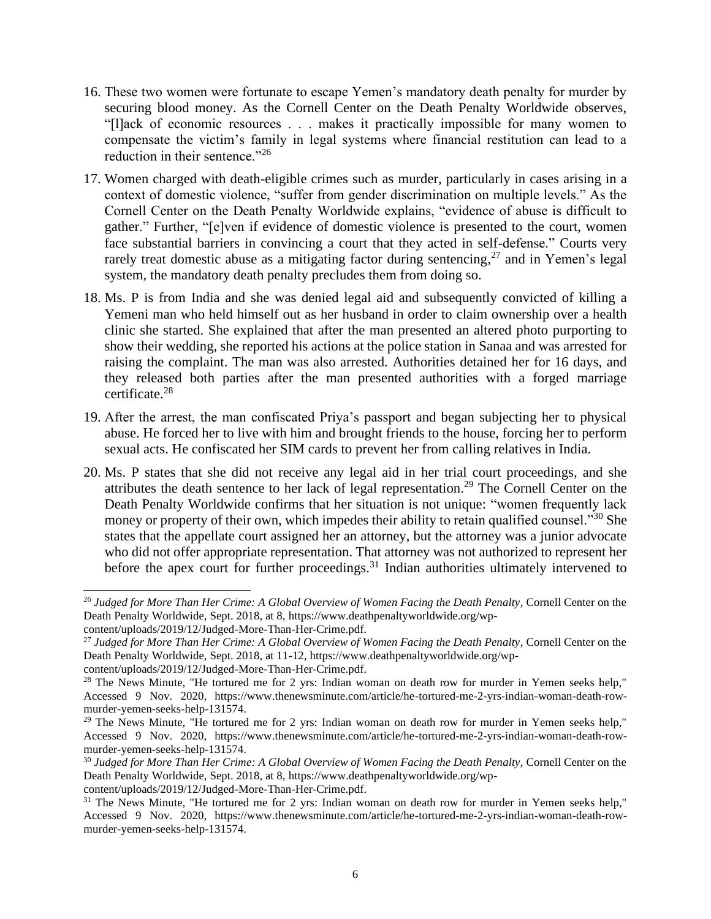16. These two women were fortunate to escape Yemen's mandatory death penalty for murder by securing blood money. As the Cornell Center on the Death Penalty Worldwide observes, "[l]ack of economic resources . . . makes it practically impossible for many women to compensate the victim's family in legal systems where financial restitution can lead to a reduction in their sentence."[26]

17. Women charged with death-eligible crimes such as murder, particularly in cases arising in a context of domestic violence, "suffer from gender discrimination on multiple levels." As the Cornell Center on the Death Penalty Worldwide explains, "evidence of abuse is difficult to gather." Further, "[e]ven if evidence of domestic violence is presented to the court, women face substantial barriers in convincing a court that they acted in self-defense." Courts very rarely treat domestic abuse as a mitigating factor during sentencing,[27] and in Yemen's legal system, the mandatory death penalty precludes them from doing so.

18. Ms. P is from India and she was denied legal aid and subsequently convicted of killing a Yemeni man who held himself out as her husband in order to claim ownership over a health clinic she started. She explained that after the man presented an altered photo purporting to show their wedding, she reported his actions at the police station in Sanaa and was arrested for raising the complaint. The man was also arrested. Authorities detained her for 16 days, and they released both parties after the man presented authorities with a forged marriage certificate.[28]

19. After the arrest, the man confiscated Priya's passport and began subjecting her to physical abuse. He forced her to live with him and brought friends to the house, forcing her to perform sexual acts. He confiscated her SIM cards to prevent her from calling relatives in India.

20. Ms. P states that she did not receive any legal aid in her trial court proceedings, and she attributes the death sentence to her lack of legal representation.[29] The Cornell Center on the Death Penalty Worldwide confirms that her situation is not unique: "women frequently lack money or property of their own, which impedes their ability to retain qualified counsel."[30] She states that the appellate court assigned her an attorney, but the attorney was a junior advocate who did not offer appropriate representation. That attorney was not authorized to represent her before the apex court for further proceedings.[31] Indian authorities ultimately intervened to

---

[26] *Judged for More Than Her Crime: A Global Overview of Women Facing the Death Penalty*, Cornell Center on the Death Penalty Worldwide, Sept. 2018, at 8, https://www.deathpenaltyworldwide.org/wp-content/uploads/2019/12/Judged-More-Than-Her-Crime.pdf.

[27] *Judged for More Than Her Crime: A Global Overview of Women Facing the Death Penalty*, Cornell Center on the Death Penalty Worldwide, Sept. 2018, at 11-12, https://www.deathpenaltyworldwide.org/wp-content/uploads/2019/12/Judged-More-Than-Her-Crime.pdf.

[28] The News Minute, "He tortured me for 2 yrs: Indian woman on death row for murder in Yemen seeks help," Accessed 9 Nov. 2020, https://www.thenewsminute.com/article/he-tortured-me-2-yrs-indian-woman-death-row-murder-yemen-seeks-help-131574.

[29] The News Minute, "He tortured me for 2 yrs: Indian woman on death row for murder in Yemen seeks help," Accessed 9 Nov. 2020, https://www.thenewsminute.com/article/he-tortured-me-2-yrs-indian-woman-death-row-murder-yemen-seeks-help-131574.

[30] *Judged for More Than Her Crime: A Global Overview of Women Facing the Death Penalty*, Cornell Center on the Death Penalty Worldwide, Sept. 2018, at 8, https://www.deathpenaltyworldwide.org/wp-content/uploads/2019/12/Judged-More-Than-Her-Crime.pdf.

[31] The News Minute, "He tortured me for 2 yrs: Indian woman on death row for murder in Yemen seeks help," Accessed 9 Nov. 2020, https://www.thenewsminute.com/article/he-tortured-me-2-yrs-indian-woman-death-row-murder-yemen-seeks-help-131574.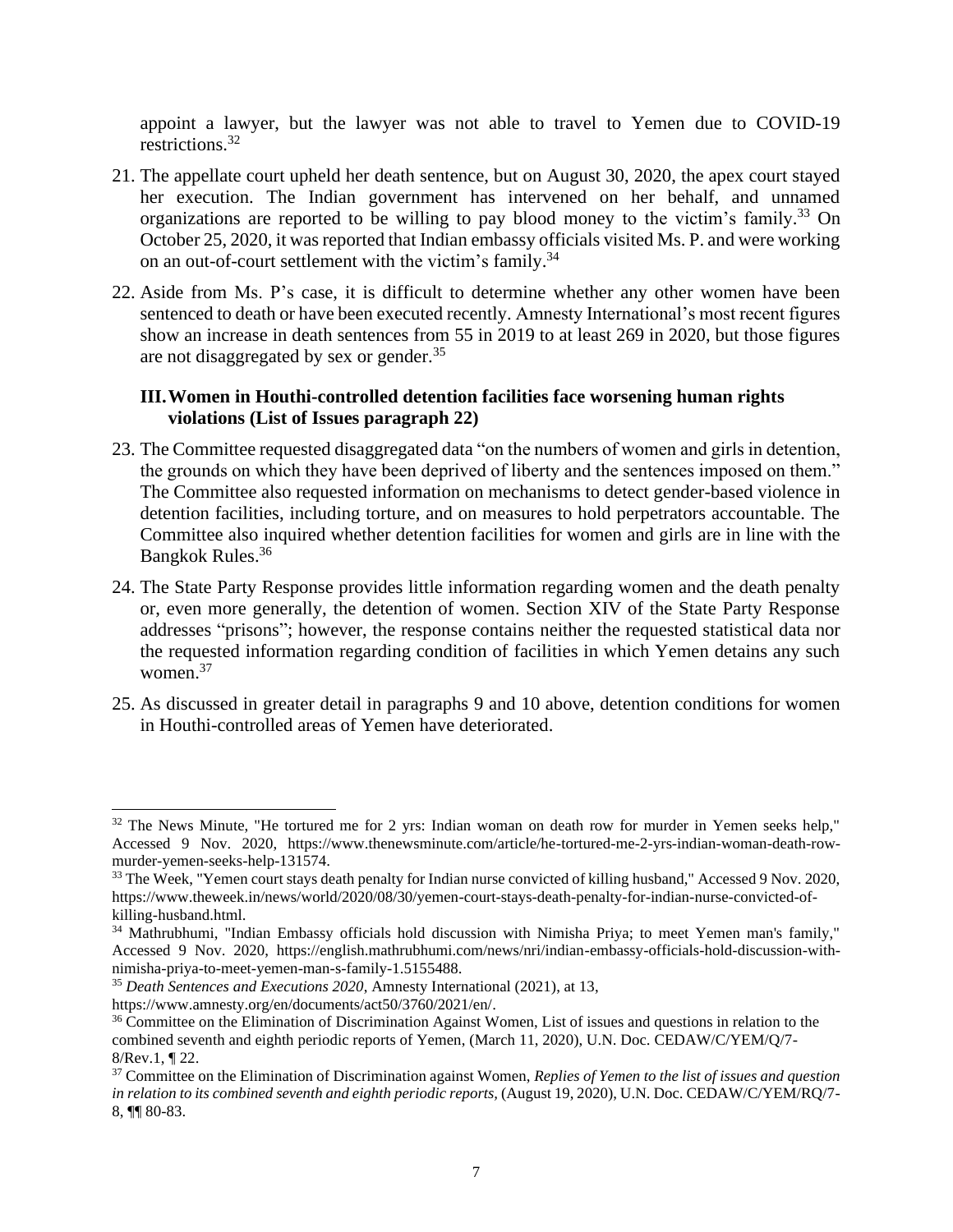appoint a lawyer, but the lawyer was not able to travel to Yemen due to COVID-19 restrictions.[32]

21. The appellate court upheld her death sentence, but on August 30, 2020, the apex court stayed her execution. The Indian government has intervened on her behalf, and unnamed organizations are reported to be willing to pay blood money to the victim's family.[33] On October 25, 2020, it was reported that Indian embassy officials visited Ms. P. and were working on an out-of-court settlement with the victim's family.[34]

22. Aside from Ms. P's case, it is difficult to determine whether any other women have been sentenced to death or have been executed recently. Amnesty International's most recent figures show an increase in death sentences from 55 in 2019 to at least 269 in 2020, but those figures are not disaggregated by sex or gender.[35]

### III. Women in Houthi-controlled detention facilities face worsening human rights violations (List of Issues paragraph 22)

23. The Committee requested disaggregated data "on the numbers of women and girls in detention, the grounds on which they have been deprived of liberty and the sentences imposed on them." The Committee also requested information on mechanisms to detect gender-based violence in detention facilities, including torture, and on measures to hold perpetrators accountable. The Committee also inquired whether detention facilities for women and girls are in line with the Bangkok Rules.[36]

24. The State Party Response provides little information regarding women and the death penalty or, even more generally, the detention of women. Section XIV of the State Party Response addresses "prisons"; however, the response contains neither the requested statistical data nor the requested information regarding condition of facilities in which Yemen detains any such women.[37]

25. As discussed in greater detail in paragraphs 9 and 10 above, detention conditions for women in Houthi-controlled areas of Yemen have deteriorated.

---

[32] The News Minute, "He tortured me for 2 yrs: Indian woman on death row for murder in Yemen seeks help," Accessed 9 Nov. 2020, https://www.thenewsminute.com/article/he-tortured-me-2-yrs-indian-woman-death-row-murder-yemen-seeks-help-131574.

[33] The Week, "Yemen court stays death penalty for Indian nurse convicted of killing husband," Accessed 9 Nov. 2020, https://www.theweek.in/news/world/2020/08/30/yemen-court-stays-death-penalty-for-indian-nurse-convicted-of-killing-husband.html.

[34] Mathrubhumi, "Indian Embassy officials hold discussion with Nimisha Priya; to meet Yemen man's family," Accessed 9 Nov. 2020, https://english.mathrubhumi.com/news/nri/indian-embassy-officials-hold-discussion-with-nimisha-priya-to-meet-yemen-man-s-family-1.5155488.

[35] *Death Sentences and Executions 2020*, Amnesty International (2021), at 13, https://www.amnesty.org/en/documents/act50/3760/2021/en/.

[36] Committee on the Elimination of Discrimination Against Women, List of issues and questions in relation to the combined seventh and eighth periodic reports of Yemen, (March 11, 2020), U.N. Doc. CEDAW/C/YEM/Q/7-8/Rev.1, ¶ 22.

[37] Committee on the Elimination of Discrimination against Women, *Replies of Yemen to the list of issues and question in relation to its combined seventh and eighth periodic reports*, (August 19, 2020), U.N. Doc. CEDAW/C/YEM/RQ/7-8, ¶¶ 80-83.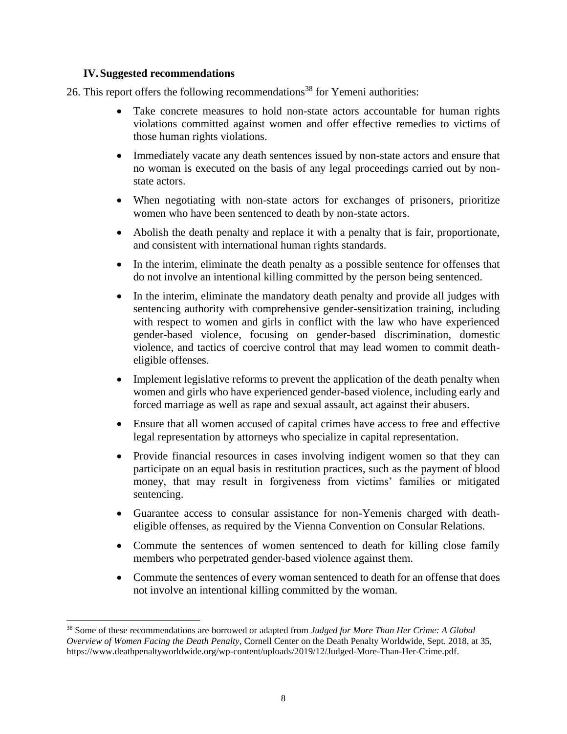## IV. Suggested recommendations

26. This report offers the following recommendations[38] for Yemeni authorities:

- Take concrete measures to hold non-state actors accountable for human rights violations committed against women and offer effective remedies to victims of those human rights violations.
- Immediately vacate any death sentences issued by non-state actors and ensure that no woman is executed on the basis of any legal proceedings carried out by non-state actors.
- When negotiating with non-state actors for exchanges of prisoners, prioritize women who have been sentenced to death by non-state actors.
- Abolish the death penalty and replace it with a penalty that is fair, proportionate, and consistent with international human rights standards.
- In the interim, eliminate the death penalty as a possible sentence for offenses that do not involve an intentional killing committed by the person being sentenced.
- In the interim, eliminate the mandatory death penalty and provide all judges with sentencing authority with comprehensive gender-sensitization training, including with respect to women and girls in conflict with the law who have experienced gender-based violence, focusing on gender-based discrimination, domestic violence, and tactics of coercive control that may lead women to commit death-eligible offenses.
- Implement legislative reforms to prevent the application of the death penalty when women and girls who have experienced gender-based violence, including early and forced marriage as well as rape and sexual assault, act against their abusers.
- Ensure that all women accused of capital crimes have access to free and effective legal representation by attorneys who specialize in capital representation.
- Provide financial resources in cases involving indigent women so that they can participate on an equal basis in restitution practices, such as the payment of blood money, that may result in forgiveness from victims' families or mitigated sentencing.
- Guarantee access to consular assistance for non-Yemenis charged with death-eligible offenses, as required by the Vienna Convention on Consular Relations.
- Commute the sentences of women sentenced to death for killing close family members who perpetrated gender-based violence against them.
- Commute the sentences of every woman sentenced to death for an offense that does not involve an intentional killing committed by the woman.

---

[38] Some of these recommendations are borrowed or adapted from *Judged for More Than Her Crime: A Global Overview of Women Facing the Death Penalty*, Cornell Center on the Death Penalty Worldwide, Sept. 2018, at 35, https://www.deathpenaltyworldwide.org/wp-content/uploads/2019/12/Judged-More-Than-Her-Crime.pdf.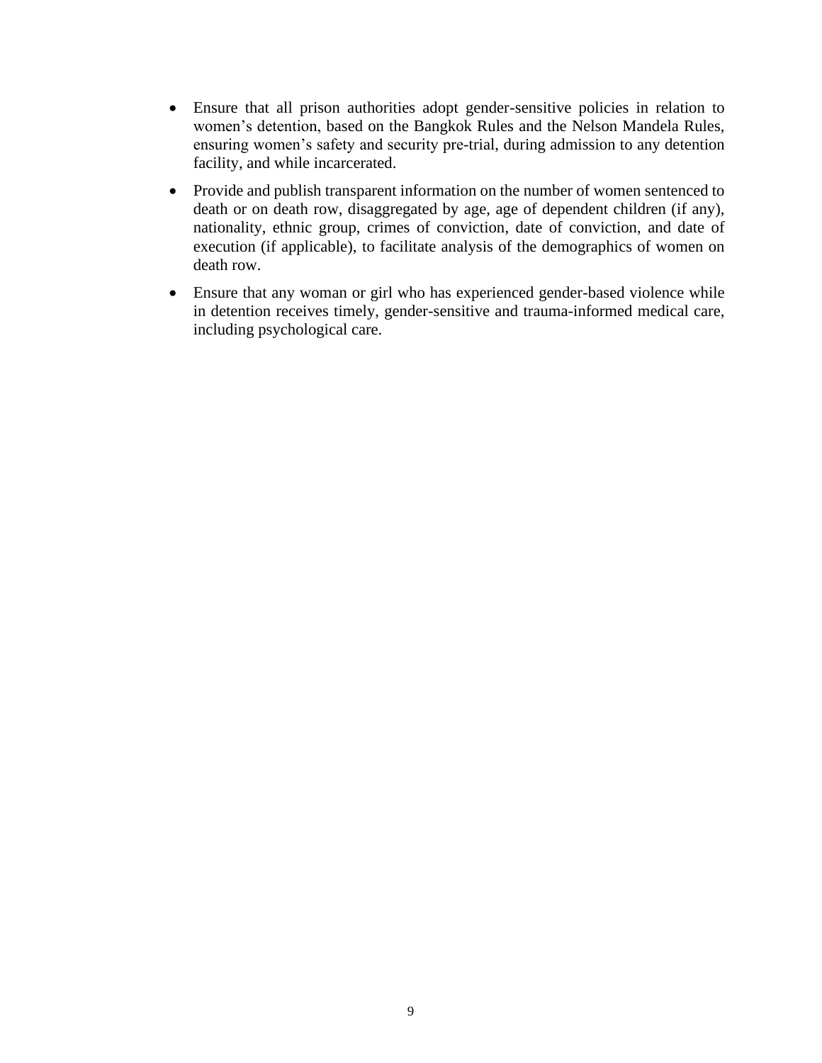- Ensure that all prison authorities adopt gender-sensitive policies in relation to women's detention, based on the Bangkok Rules and the Nelson Mandela Rules, ensuring women's safety and security pre-trial, during admission to any detention facility, and while incarcerated.
- Provide and publish transparent information on the number of women sentenced to death or on death row, disaggregated by age, age of dependent children (if any), nationality, ethnic group, crimes of conviction, date of conviction, and date of execution (if applicable), to facilitate analysis of the demographics of women on death row.
- Ensure that any woman or girl who has experienced gender-based violence while in detention receives timely, gender-sensitive and trauma-informed medical care, including psychological care.